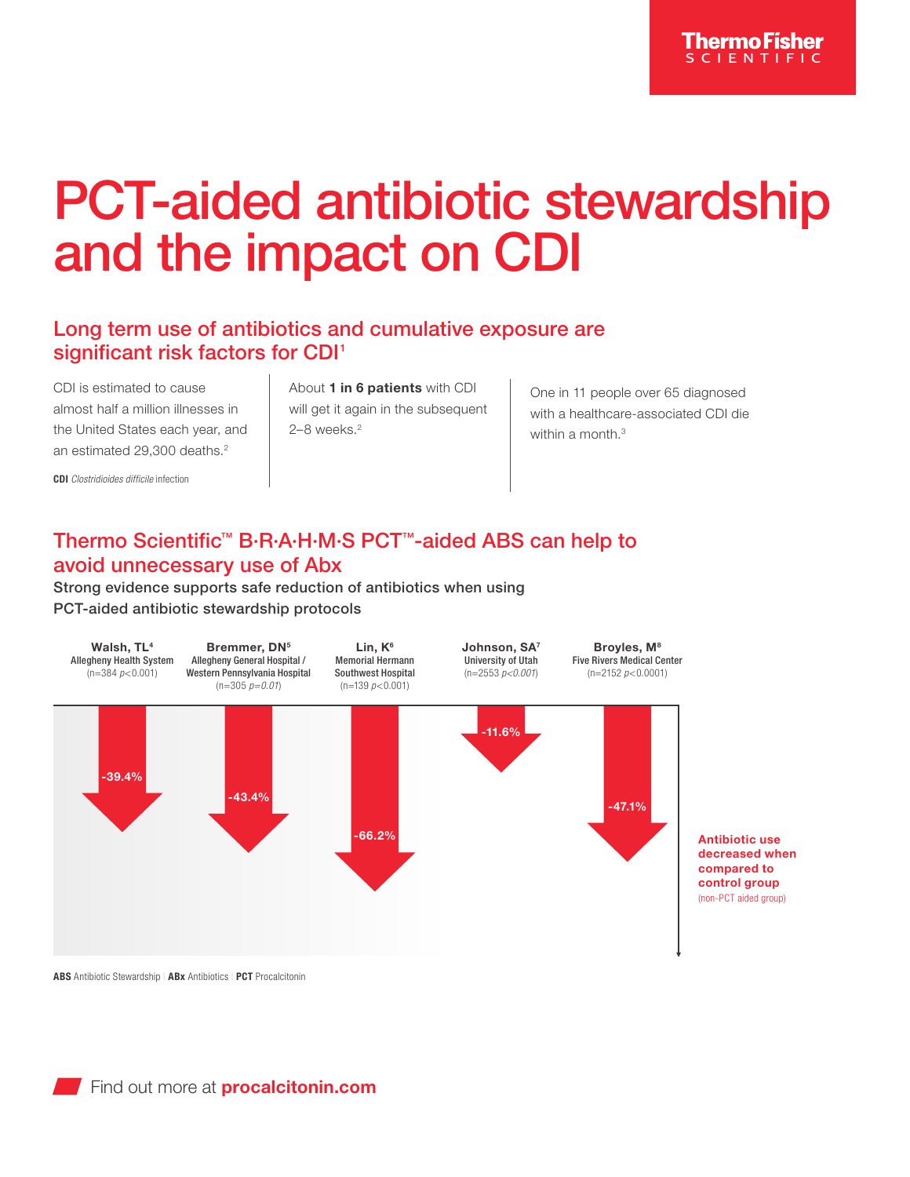Thermo Fisher SCIENTIFIC

# PCT-aided antibiotic stewardship and the impact on CDI

## Long term use of antibiotics and cumulative exposure are significant risk factors for CDI[1]

CDI is estimated to cause almost half a million illnesses in the United States each year, and an estimated 29,300 deaths.[2]

**CDI** *Clostridioides difficile* infection

About **1 in 6 patients** with CDI will get it again in the subsequent 2–8 weeks.[2]

One in 11 people over 65 diagnosed with a healthcare-associated CDI die within a month.[3]

## Thermo Scientific™ B·R·A·H·M·S PCT™-aided ABS can help to avoid unnecessary use of Abx

Strong evidence supports safe reduction of antibiotics when using PCT-aided antibiotic stewardship protocols

**Walsh, TL[4]**
Allegheny Health System
(n=384 $p<0.001$)
-39.4%

**Bremmer, DN[5]**
Allegheny General Hospital / Western Pennsylvania Hospital
(n=305 $p=0.01$)
-43.4%

**Lin, K[6]**
Memorial Hermann Southwest Hospital
(n=139 $p<0.001$)
-66.2%

**Johnson, SA[7]**
University of Utah
(n=2553 $p<0.001$)
-11.6%

**Broyles, M[8]**
Five Rivers Medical Center
(n=2152 $p<0.0001$)
-47.1%

**Antibiotic use decreased when compared to control group**
(non-PCT aided group)

**ABS** Antibiotic Stewardship | **ABx** Antibiotics | **PCT** Procalcitonin

Find out more at **procalcitonin.com**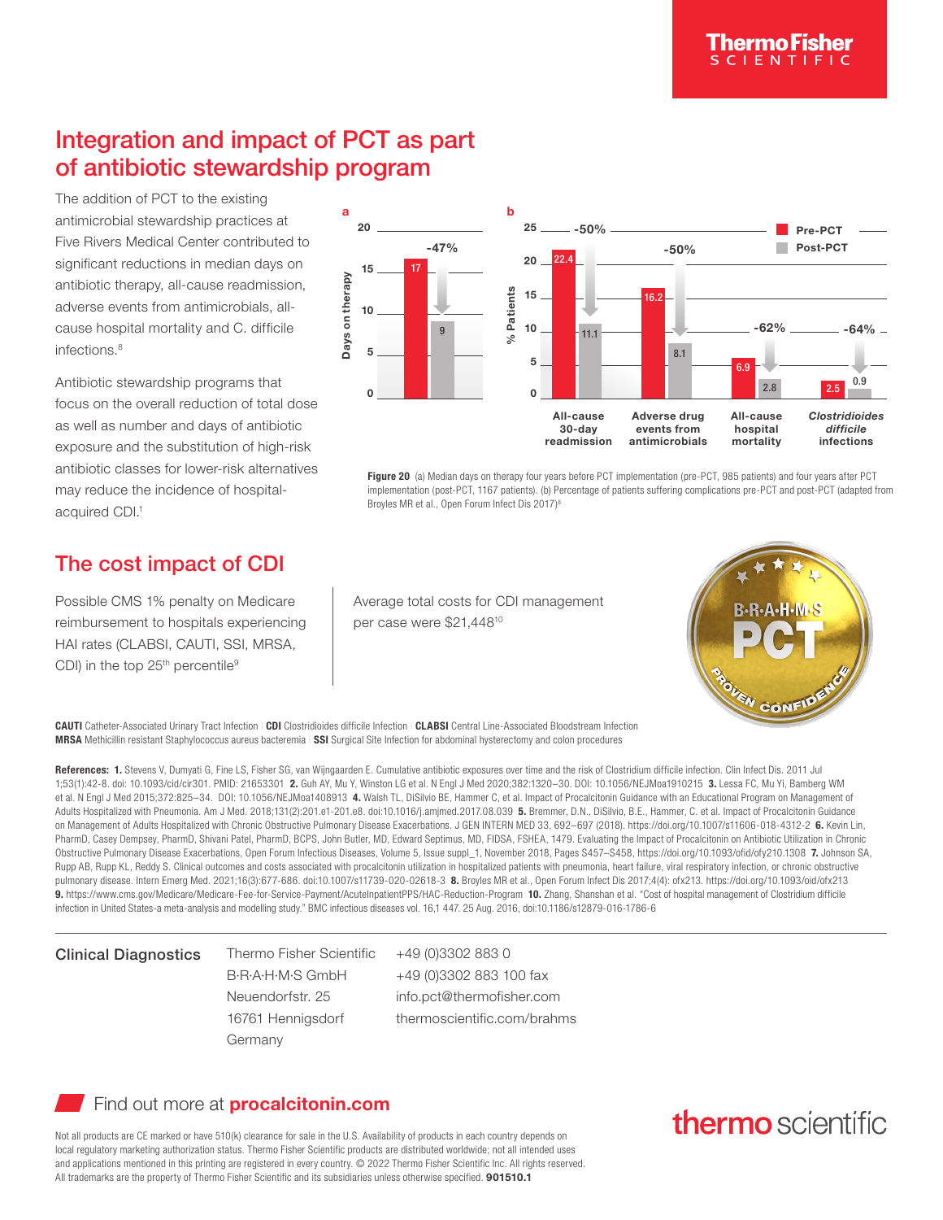## Integration and impact of PCT as part of antibiotic stewardship program

The addition of PCT to the existing antimicrobial stewardship practices at Five Rivers Medical Center contributed to significant reductions in median days on antibiotic therapy, all-cause readmission, adverse events from antimicrobials, all-cause hospital mortality and C. difficile infections.[8]

Antibiotic stewardship programs that focus on the overall reduction of total dose as well as number and days of antibiotic exposure and the substitution of high-risk antibiotic classes for lower-risk alternatives may reduce the incidence of hospital-acquired CDI.[1]

a

Days on therapy

20
15
10
5
0

17
-47%
9

b

% Patients

25
20
15
10
5
0

Pre-PCT
Post-PCT

-50%
22.4
11.1
All-cause 30-day readmission

-50%
16.2
8.1
Adverse drug events from antimicrobials

-62%
6.9
2.8
All-cause hospital mortality

-64%
2.5
0.9
*Clostridioides difficile* infections

**Figure 20** (a) Median days on therapy four years before PCT implementation (pre-PCT, 985 patients) and four years after PCT implementation (post-PCT, 1167 patients). (b) Percentage of patients suffering complications pre-PCT and post-PCT (adapted from Broyles MR et al., Open Forum Infect Dis 2017)[8]

## The cost impact of CDI

Possible CMS 1% penalty on Medicare reimbursement to hospitals experiencing HAI rates (CLABSI, CAUTI, SSI, MRSA, CDI) in the top 25[th] percentile[9]

Average total costs for CDI management per case were $21,448[10]

**CAUTI** Catheter-Associated Urinary Tract Infection | **CDI** Clostridioides difficile Infection | **CLABSI** Central Line-Associated Bloodstream Infection
**MRSA** Methicillin resistant Staphylococcus aureus bacteremia | **SSI** Surgical Site Infection for abdominal hysterectomy and colon procedures

**References:** **1.** Stevens V, Dumyati G, Fine LS, Fisher SG, van Wijngaarden E. Cumulative antibiotic exposures over time and the risk of Clostridium difficile infection. Clin Infect Dis. 2011 Jul 1;53(1):42-8. doi: 10.1093/cid/cir301. PMID: 21653301 **2.** Guh AY, Mu Y, Winston LG et al. N Engl J Med 2020;382:1320–30. DOI: 10.1056/NEJMoa1910215 **3.** Lessa FC, Mu Yi, Bamberg WM et al. N Engl J Med 2015;372:825–34. DOI: 10.1056/NEJMoa1408913 **4.** Walsh TL, DiSilvio BE, Hammer C, et al. Impact of Procalcitonin Guidance with an Educational Program on Management of Adults Hospitalized with Pneumonia. Am J Med. 2018;131(2):201.e1-201.e8. doi:10.1016/j.amjmed.2017.08.039 **5.** Bremmer, D.N., DiSilvio, B.E., Hammer, C. et al. Impact of Procalcitonin Guidance on Management of Adults Hospitalized with Chronic Obstructive Pulmonary Disease Exacerbations. J GEN INTERN MED 33, 692–697 (2018). https://doi.org/10.1007/s11606-018-4312-2 **6.** Kevin Lin, PharmD, Casey Dempsey, PharmD, Shivani Patel, PharmD, BCPS, John Butler, MD, Edward Septimus, MD, FIDSA, FSHEA, 1479. Evaluating the Impact of Procalcitonin on Antibiotic Utilization in Chronic Obstructive Pulmonary Disease Exacerbations, Open Forum Infectious Diseases, Volume 5, Issue suppl_1, November 2018, Pages S457–S458, https://doi.org/10.1093/ofid/ofy210.1308 **7.** Johnson SA, Rupp AB, Rupp KL, Reddy S. Clinical outcomes and costs associated with procalcitonin utilization in hospitalized patients with pneumonia, heart failure, viral respiratory infection, or chronic obstructive pulmonary disease. Intern Emerg Med. 2021;16(3):677-686. doi:10.1007/s11739-020-02618-3 **8.** Broyles MR et al., Open Forum Infect Dis 2017;4(4): ofx213. https://doi.org/10.1093/oid/ofx213 **9.** https://www.cms.gov/Medicare/Medicare-Fee-for-Service-Payment/AcuteInpatientPPS/HAC-Reduction-Program **10.** Zhang, Shanshan et al. "Cost of hospital management of Clostridium difficile infection in United States-a meta-analysis and modelling study." BMC infectious diseases vol. 16,1 447. 25 Aug. 2016, doi:10.1186/s12879-016-1786-6

**Clinical Diagnostics**

Thermo Fisher Scientific
B·R·A·H·M·S GmbH
Neuendorfstr. 25
16761 Hennigsdorf
Germany

+49 (0)3302 883 0
+49 (0)3302 883 100 fax
info.pct@thermofisher.com
thermoscientific.com/brahms

Find out more at **procalcitonin.com**

Not all products are CE marked or have 510(k) clearance for sale in the U.S. Availability of products in each country depends on local regulatory marketing authorization status. Thermo Fisher Scientific products are distributed worldwide; not all intended uses and applications mentioned in this printing are registered in every country. © 2022 Thermo Fisher Scientific Inc. All rights reserved. All trademarks are the property of Thermo Fisher Scientific and its subsidiaries unless otherwise specified. **901510.1**